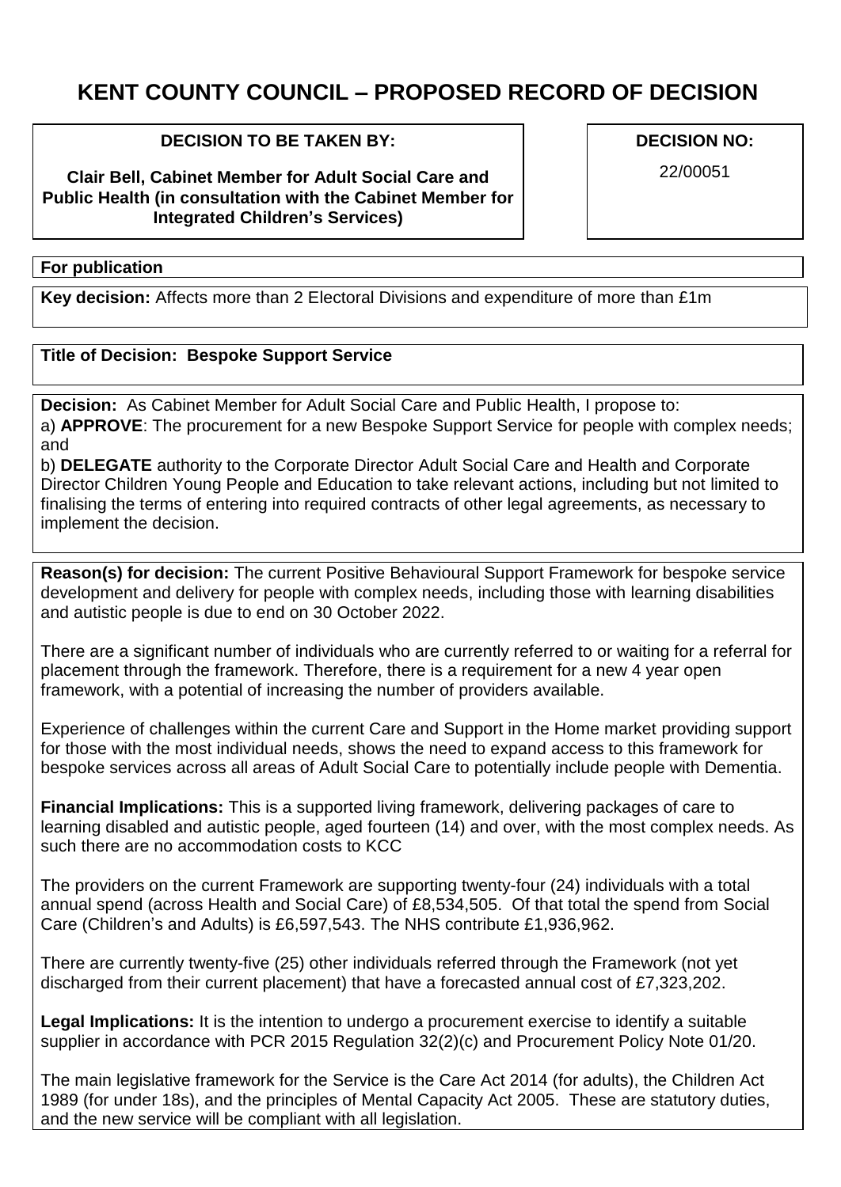# KENT COUNTY COUNCIL – PROPOSED RECORD OF DECISION

**DECISION TO BE TAKEN BY:**

**Clair Bell, Cabinet Member for Adult Social Care and Public Health (in consultation with the Cabinet Member for Integrated Children's Services)**

**DECISION NO:**

22/00051

**For publication**

**Key decision:** Affects more than 2 Electoral Divisions and expenditure of more than £1m

**Title of Decision: Bespoke Support Service**

**Decision:** As Cabinet Member for Adult Social Care and Public Health, I propose to:

a) **APPROVE**: The procurement for a new Bespoke Support Service for people with complex needs; and

b) **DELEGATE** authority to the Corporate Director Adult Social Care and Health and Corporate Director Children Young People and Education to take relevant actions, including but not limited to finalising the terms of entering into required contracts of other legal agreements, as necessary to implement the decision.

**Reason(s) for decision:** The current Positive Behavioural Support Framework for bespoke service development and delivery for people with complex needs, including those with learning disabilities and autistic people is due to end on 30 October 2022.

There are a significant number of individuals who are currently referred to or waiting for a referral for placement through the framework. Therefore, there is a requirement for a new 4 year open framework, with a potential of increasing the number of providers available.

Experience of challenges within the current Care and Support in the Home market providing support for those with the most individual needs, shows the need to expand access to this framework for bespoke services across all areas of Adult Social Care to potentially include people with Dementia.

**Financial Implications:** This is a supported living framework, delivering packages of care to learning disabled and autistic people, aged fourteen (14) and over, with the most complex needs. As such there are no accommodation costs to KCC

The providers on the current Framework are supporting twenty-four (24) individuals with a total annual spend (across Health and Social Care) of £8,534,505. Of that total the spend from Social Care (Children's and Adults) is £6,597,543. The NHS contribute £1,936,962.

There are currently twenty-five (25) other individuals referred through the Framework (not yet discharged from their current placement) that have a forecasted annual cost of £7,323,202.

**Legal Implications:** It is the intention to undergo a procurement exercise to identify a suitable supplier in accordance with PCR 2015 Regulation 32(2)(c) and Procurement Policy Note 01/20.

The main legislative framework for the Service is the Care Act 2014 (for adults), the Children Act 1989 (for under 18s), and the principles of Mental Capacity Act 2005. These are statutory duties, and the new service will be compliant with all legislation.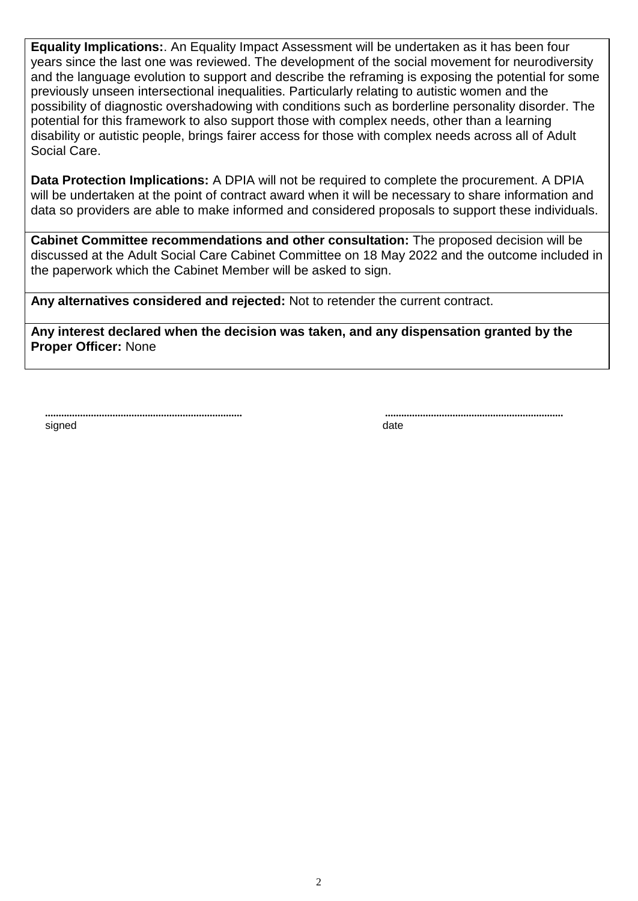**Equality Implications:**. An Equality Impact Assessment will be undertaken as it has been four years since the last one was reviewed. The development of the social movement for neurodiversity and the language evolution to support and describe the reframing is exposing the potential for some previously unseen intersectional inequalities. Particularly relating to autistic women and the possibility of diagnostic overshadowing with conditions such as borderline personality disorder. The potential for this framework to also support those with complex needs, other than a learning disability or autistic people, brings fairer access for those with complex needs across all of Adult Social Care.

**Data Protection Implications:** A DPIA will not be required to complete the procurement. A DPIA will be undertaken at the point of contract award when it will be necessary to share information and data so providers are able to make informed and considered proposals to support these individuals.

**Cabinet Committee recommendations and other consultation:** The proposed decision will be discussed at the Adult Social Care Cabinet Committee on 18 May 2022 and the outcome included in the paperwork which the Cabinet Member will be asked to sign.

**Any alternatives considered and rejected:** Not to retender the current contract.

**Any interest declared when the decision was taken, and any dispensation granted by the Proper Officer:** None

| | |
|---|---|
| ......................................................................... | ................................................................... |
| signed | date |